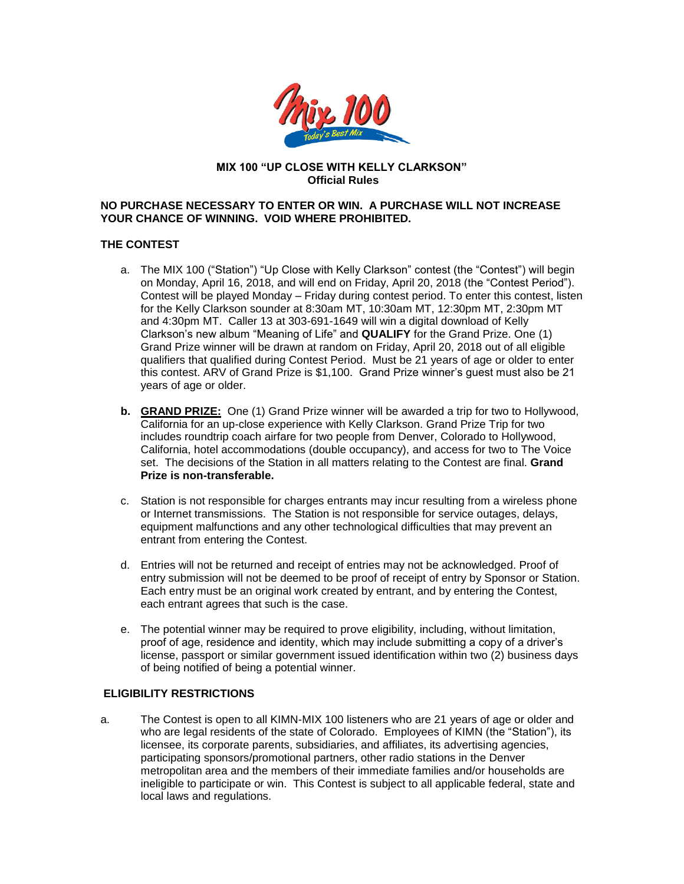# MIX 100 "UP CLOSE WITH KELLY CLARKSON"
## Official Rules

**NO PURCHASE NECESSARY TO ENTER OR WIN. A PURCHASE WILL NOT INCREASE YOUR CHANCE OF WINNING. VOID WHERE PROHIBITED.**

### THE CONTEST

a. The MIX 100 ("Station") "Up Close with Kelly Clarkson" contest (the "Contest") will begin on Monday, April 16, 2018, and will end on Friday, April 20, 2018 (the "Contest Period"). Contest will be played Monday – Friday during contest period. To enter this contest, listen for the Kelly Clarkson sounder at 8:30am MT, 10:30am MT, 12:30pm MT, 2:30pm MT and 4:30pm MT. Caller 13 at 303-691-1649 will win a digital download of Kelly Clarkson's new album "Meaning of Life" and **QUALIFY** for the Grand Prize. One (1) Grand Prize winner will be drawn at random on Friday, April 20, 2018 out of all eligible qualifiers that qualified during Contest Period. Must be 21 years of age or older to enter this contest. ARV of Grand Prize is $1,100. Grand Prize winner's guest must also be 21 years of age or older.

**b. <u>GRAND PRIZE:</u>** One (1) Grand Prize winner will be awarded a trip for two to Hollywood, California for an up-close experience with Kelly Clarkson. Grand Prize Trip for two includes roundtrip coach airfare for two people from Denver, Colorado to Hollywood, California, hotel accommodations (double occupancy), and access for two to The Voice set. The decisions of the Station in all matters relating to the Contest are final. **Grand Prize is non-transferable.**

c. Station is not responsible for charges entrants may incur resulting from a wireless phone or Internet transmissions. The Station is not responsible for service outages, delays, equipment malfunctions and any other technological difficulties that may prevent an entrant from entering the Contest.

d. Entries will not be returned and receipt of entries may not be acknowledged. Proof of entry submission will not be deemed to be proof of receipt of entry by Sponsor or Station. Each entry must be an original work created by entrant, and by entering the Contest, each entrant agrees that such is the case.

e. The potential winner may be required to prove eligibility, including, without limitation, proof of age, residence and identity, which may include submitting a copy of a driver's license, passport or similar government issued identification within two (2) business days of being notified of being a potential winner.

### ELIGIBILITY RESTRICTIONS

a. The Contest is open to all KIMN-MIX 100 listeners who are 21 years of age or older and who are legal residents of the state of Colorado. Employees of KIMN (the "Station"), its licensee, its corporate parents, subsidiaries, and affiliates, its advertising agencies, participating sponsors/promotional partners, other radio stations in the Denver metropolitan area and the members of their immediate families and/or households are ineligible to participate or win. This Contest is subject to all applicable federal, state and local laws and regulations.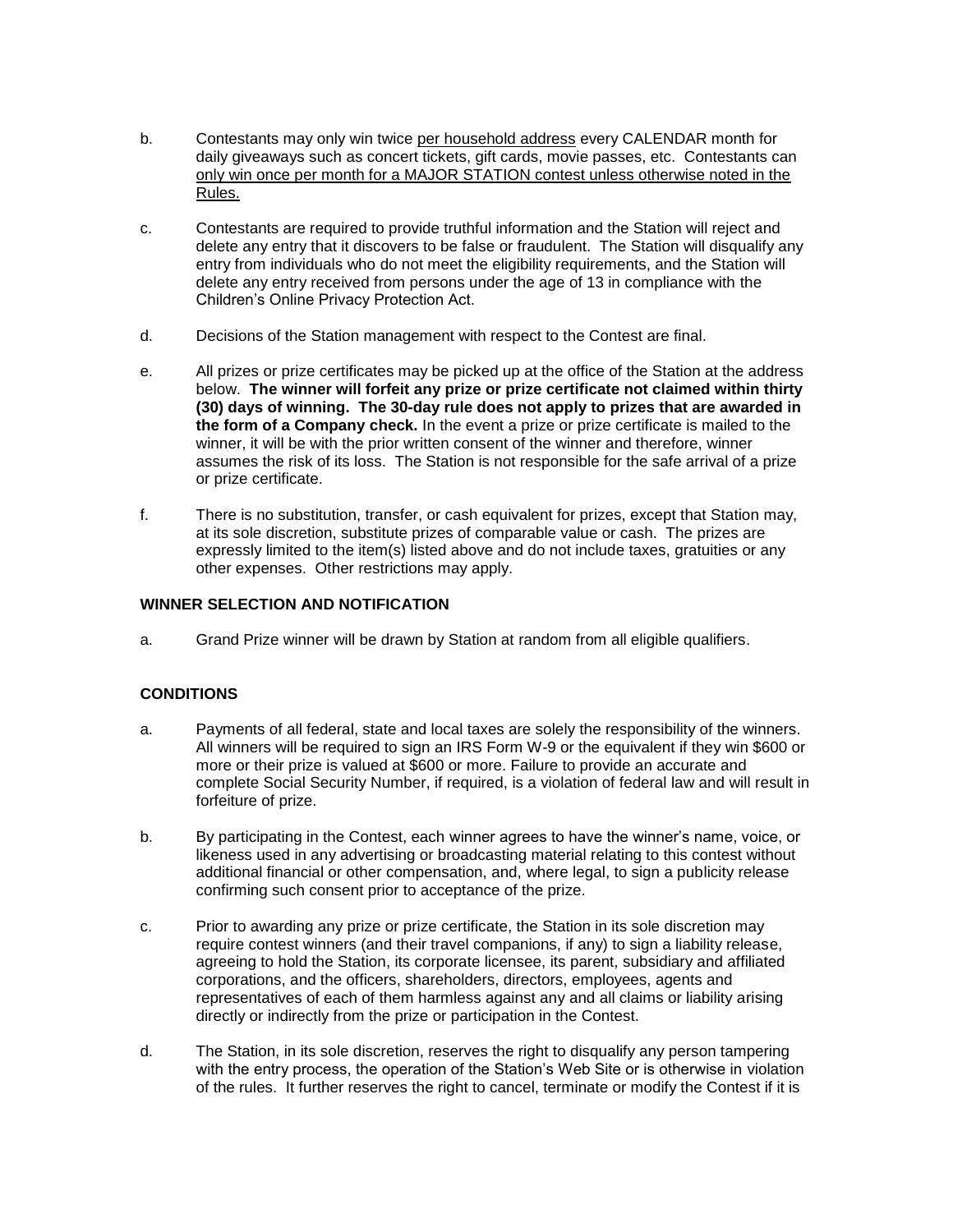b. Contestants may only win twice <u>per household address</u> every CALENDAR month for daily giveaways such as concert tickets, gift cards, movie passes, etc. Contestants can <u>only win once per month for a MAJOR STATION contest unless otherwise noted in the Rules.</u>

c. Contestants are required to provide truthful information and the Station will reject and delete any entry that it discovers to be false or fraudulent. The Station will disqualify any entry from individuals who do not meet the eligibility requirements, and the Station will delete any entry received from persons under the age of 13 in compliance with the Children's Online Privacy Protection Act.

d. Decisions of the Station management with respect to the Contest are final.

e. All prizes or prize certificates may be picked up at the office of the Station at the address below. **The winner will forfeit any prize or prize certificate not claimed within thirty (30) days of winning. The 30-day rule does not apply to prizes that are awarded in the form of a Company check.** In the event a prize or prize certificate is mailed to the winner, it will be with the prior written consent of the winner and therefore, winner assumes the risk of its loss. The Station is not responsible for the safe arrival of a prize or prize certificate.

f. There is no substitution, transfer, or cash equivalent for prizes, except that Station may, at its sole discretion, substitute prizes of comparable value or cash. The prizes are expressly limited to the item(s) listed above and do not include taxes, gratuities or any other expenses. Other restrictions may apply.

**WINNER SELECTION AND NOTIFICATION**

a. Grand Prize winner will be drawn by Station at random from all eligible qualifiers.

**CONDITIONS**

a. Payments of all federal, state and local taxes are solely the responsibility of the winners. All winners will be required to sign an IRS Form W-9 or the equivalent if they win $600 or more or their prize is valued at $600 or more. Failure to provide an accurate and complete Social Security Number, if required, is a violation of federal law and will result in forfeiture of prize.

b. By participating in the Contest, each winner agrees to have the winner's name, voice, or likeness used in any advertising or broadcasting material relating to this contest without additional financial or other compensation, and, where legal, to sign a publicity release confirming such consent prior to acceptance of the prize.

c. Prior to awarding any prize or prize certificate, the Station in its sole discretion may require contest winners (and their travel companions, if any) to sign a liability release, agreeing to hold the Station, its corporate licensee, its parent, subsidiary and affiliated corporations, and the officers, shareholders, directors, employees, agents and representatives of each of them harmless against any and all claims or liability arising directly or indirectly from the prize or participation in the Contest.

d. The Station, in its sole discretion, reserves the right to disqualify any person tampering with the entry process, the operation of the Station's Web Site or is otherwise in violation of the rules. It further reserves the right to cancel, terminate or modify the Contest if it is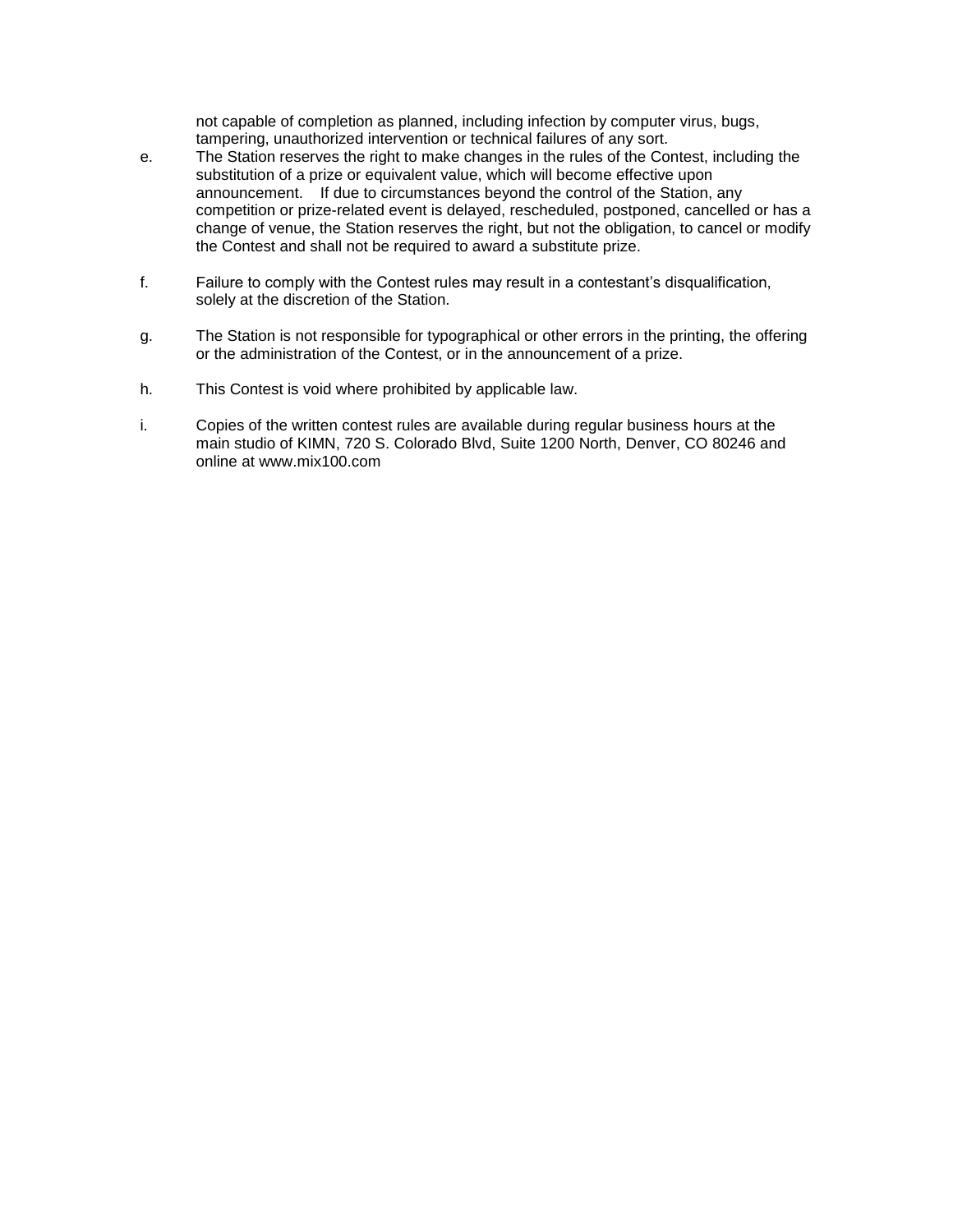not capable of completion as planned, including infection by computer virus, bugs, tampering, unauthorized intervention or technical failures of any sort.

e. The Station reserves the right to make changes in the rules of the Contest, including the substitution of a prize or equivalent value, which will become effective upon announcement. If due to circumstances beyond the control of the Station, any competition or prize-related event is delayed, rescheduled, postponed, cancelled or has a change of venue, the Station reserves the right, but not the obligation, to cancel or modify the Contest and shall not be required to award a substitute prize.

f. Failure to comply with the Contest rules may result in a contestant's disqualification, solely at the discretion of the Station.

g. The Station is not responsible for typographical or other errors in the printing, the offering or the administration of the Contest, or in the announcement of a prize.

h. This Contest is void where prohibited by applicable law.

i. Copies of the written contest rules are available during regular business hours at the main studio of KIMN, 720 S. Colorado Blvd, Suite 1200 North, Denver, CO 80246 and online at www.mix100.com